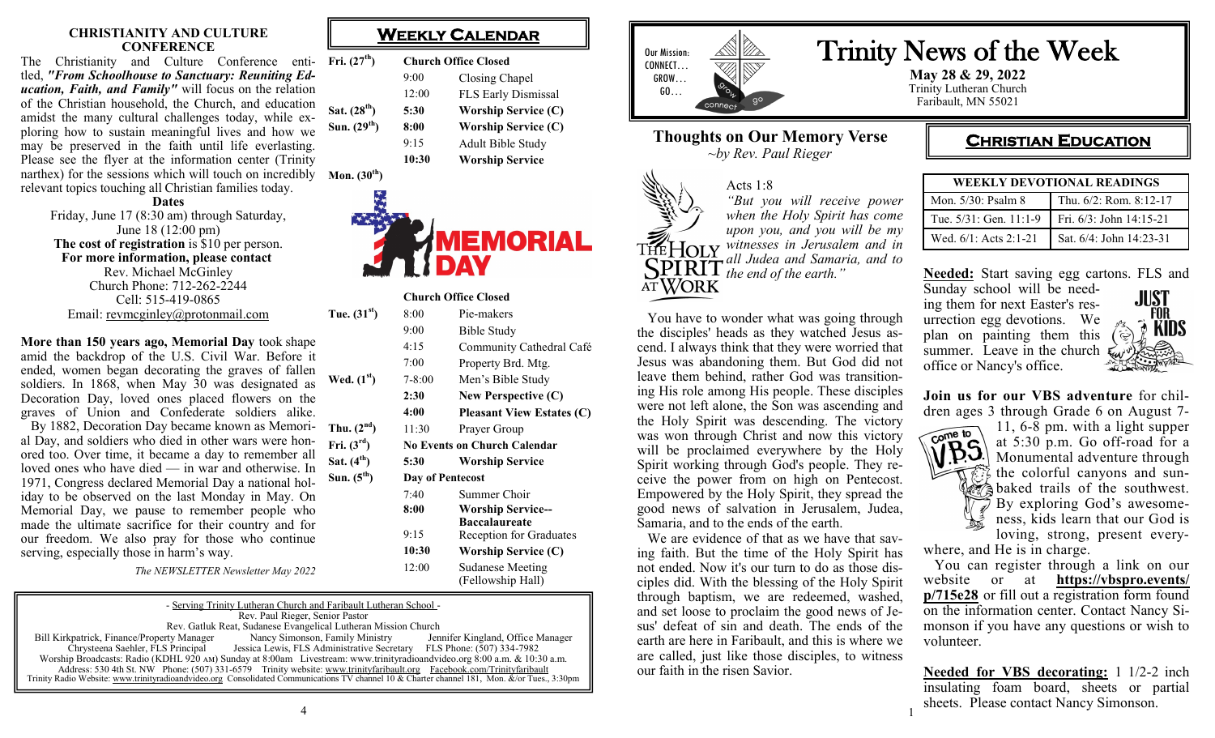## CHRISTIANITY AND CULTURE CONFERENCE

The Christianity and Culture Conference entitled, ***"From Schoolhouse to Sanctuary: Reuniting Education, Faith, and Family"*** will focus on the relation of the Christian household, the Church, and education amidst the many cultural challenges today, while exploring how to sustain meaningful lives and how we may be preserved in the faith until life everlasting. Please see the flyer at the information center (Trinity narthex) for the sessions which will touch on incredibly relevant topics touching all Christian families today.

**Dates**

Friday, June 17 (8:30 am) through Saturday, June 18 (12:00 pm)

**The cost of registration** is $10 per person.

**For more information, please contact**

Rev. Michael McGinley
Church Phone: 712-262-2244
Cell: 515-419-0865
Email: revmcginley@protonmail.com

**More than 150 years ago, Memorial Day** took shape amid the backdrop of the U.S. Civil War. Before it ended, women began decorating the graves of fallen soldiers. In 1868, when May 30 was designated as Decoration Day, loved ones placed flowers on the graves of Union and Confederate soldiers alike.

By 1882, Decoration Day became known as Memorial Day, and soldiers who died in other wars were honored too. Over time, it became a day to remember all loved ones who have died — in war and otherwise. In 1971, Congress declared Memorial Day a national holiday to be observed on the last Monday in May. On Memorial Day, we pause to remember people who made the ultimate sacrifice for their country and for our freedom. We also pray for those who continue serving, especially those in harm's way.

*The NEWSLETTER Newsletter May 2022*

## WEEKLY CALENDAR

| Day | Time | Event |
|---|---|---|
| Fri. (27th) | | **Church Office Closed** |
| | 9:00 | Closing Chapel |
| | 12:00 | FLS Early Dismissal |
| Sat. (28th) | **5:30** | **Worship Service (C)** |
| Sun. (29th) | **8:00** | **Worship Service (C)** |
| | 9:15 | Adult Bible Study |
| | **10:30** | **Worship Service** |
| Mon. (30th) | | MEMORIAL DAY |
| | | **Church Office Closed** |
| Tue. (31st) | 8:00 | Pie-makers |
| | 9:00 | Bible Study |
| | 4:15 | Community Cathedral Café |
| | 7:00 | Property Brd. Mtg. |
| Wed. (1st) | 7-8:00 | Men's Bible Study |
| | **2:30** | **New Perspective (C)** |
| | **4:00** | **Pleasant View Estates (C)** |
| Thu. (2nd) | 11:30 | Prayer Group |
| Fri. (3rd) | | **No Events on Church Calendar** |
| Sat. (4th) | **5:30** | **Worship Service** |
| Sun. (5th) | | **Day of Pentecost** |
| | 7:40 | Summer Choir |
| | **8:00** | **Worship Service--Baccalaureate** |
| | 9:15 | Reception for Graduates |
| | **10:30** | **Worship Service (C)** |
| | 12:00 | Sudanese Meeting (Fellowship Hall) |

- Serving Trinity Lutheran Church and Faribault Lutheran School -
Rev. Paul Rieger, Senior Pastor
Rev. Gatluk Reat, Sudanese Evangelical Lutheran Mission Church
Bill Kirkpatrick, Finance/Property Manager — Nancy Simonson, Family Ministry — Jennifer Kingland, Office Manager
Chrysteena Saehler, FLS Principal — Jessica Lewis, FLS Administrative Secretary — FLS Phone: (507) 334-7982
Worship Broadcasts: Radio (KDHL 920 AM) Sunday at 8:00am Livestream: www.trinityradioandvideo.org 8:00 a.m. & 10:30 a.m.
Address: 530 4th St. NW Phone: (507) 331-6579 Trinity website: www.trinityfaribault.org Facebook.com/Trinityfaribault
Trinity Radio Website: www.trinityradioandvideo.org Consolidated Communications TV channel 10 & Charter channel 181, Mon. &/or Tues., 3:30pm

# Trinity News of the Week

Our Mission: CONNECT... GROW... GO...

**May 28 & 29, 2022**
Trinity Lutheran Church
Faribault, MN 55021

## Thoughts on Our Memory Verse

*~by Rev. Paul Rieger*

THE HOLY SPIRIT AT WORK

Acts 1:8

*"But you will receive power when the Holy Spirit has come upon you, and you will be my witnesses in Jerusalem and in all Judea and Samaria, and to the end of the earth."*

You have to wonder what was going through the disciples' heads as they watched Jesus ascend. I always think that they were worried that Jesus was abandoning them. But God did not leave them behind, rather God was transitioning His role among His people. These disciples were not left alone, the Son was ascending and the Holy Spirit was descending. The victory was won through Christ and now this victory will be proclaimed everywhere by the Holy Spirit working through God's people. They receive the power from on high on Pentecost. Empowered by the Holy Spirit, they spread the good news of salvation in Jerusalem, Judea, Samaria, and to the ends of the earth.

We are evidence of that as we have that saving faith. But the time of the Holy Spirit has not ended. Now it's our turn to do as those disciples did. With the blessing of the Holy Spirit through baptism, we are redeemed, washed, and set loose to proclaim the good news of Jesus' defeat of sin and death. The ends of the earth are here in Faribault, and this is where we are called, just like those disciples, to witness our faith in the risen Savior.

## CHRISTIAN EDUCATION

| WEEKLY DEVOTIONAL READINGS | |
|---|---|
| Mon. 5/30: Psalm 8 | Thu. 6/2: Rom. 8:12-17 |
| Tue. 5/31: Gen. 11:1-9 | Fri. 6/3: John 14:15-21 |
| Wed. 6/1: Acts 2:1-21 | Sat. 6/4: John 14:23-31 |

**Needed:** Start saving egg cartons. FLS and Sunday school will be needing them for next Easter's resurrection egg devotions. We plan on painting them this summer. Leave in the church office or Nancy's office.

JUST FOR KIDS

**Join us for our VBS adventure** for children ages 3 through Grade 6 on August 7-11, 6-8 pm. with a light supper at 5:30 p.m. Go off-road for a Monumental adventure through the colorful canyons and sun-baked trails of the southwest. By exploring God's awesomeness, kids learn that our God is loving, strong, present everywhere, and He is in charge.

You can register through a link on our website or at **https://vbspro.events/p/715e28** or fill out a registration form found on the information center. Contact Nancy Simonson if you have any questions or wish to volunteer.

**Needed for VBS decorating:** 1 1/2-2 inch insulating foam board, sheets or partial sheets. Please contact Nancy Simonson.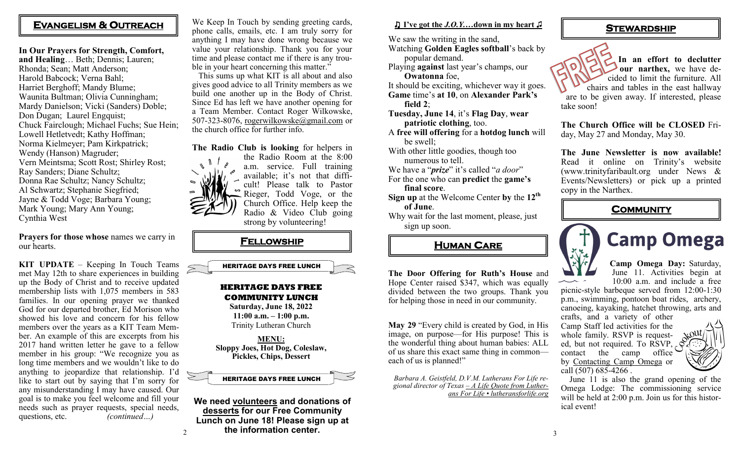## Evangelism & Outreach

**In Our Prayers for Strength, Comfort, and Healing**… Beth; Dennis; Lauren; Rhonda; Sean; Matt Anderson; Harold Babcock; Verna Bahl; Harriet Berghoff; Mandy Blume; Waunita Bultman; Olivia Cunningham; Mardy Danielson; Vicki (Sanders) Doble; Don Dugan; Laurel Engquist; Chuck Fairclough; Michael Fuchs; Sue Hein; Lowell Hetletvedt; Kathy Hoffman; Norma Kielmeyer; Pam Kirkpatrick; Wendy (Hanson) Magruder; Vern Meintsma; Scott Rost; Shirley Rost; Ray Sanders; Diane Schultz; Donna Rae Schultz; Nancy Schultz; Al Schwartz; Stephanie Siegfried; Jayne & Todd Voge; Barbara Young; Mark Young; Mary Ann Young; Cynthia West

**Prayers for those whose** names we carry in our hearts.

**KIT UPDATE** – Keeping In Touch Teams met May 12th to share experiences in building up the Body of Christ and to receive updated membership lists with 1,075 members in 583 families. In our opening prayer we thanked God for our departed brother, Ed Morison who showed his love and concern for his fellow members over the years as a KIT Team Member. An example of this are excerpts from his 2017 hand written letter he gave to a fellow member in his group: "We recognize you as long time members and we wouldn't like to do anything to jeopardize that relationship. I'd like to start out by saying that I'm sorry for any misunderstanding I may have caused. Our goal is to make you feel welcome and fill your needs such as prayer requests, special needs, questions, etc. *(continued…)* We Keep In Touch by sending greeting cards, phone calls, emails, etc. I am truly sorry for anything I may have done wrong because we value your relationship. Thank you for your time and please contact me if there is any trouble in your heart concerning this matter."

This sums up what KIT is all about and also gives good advice to all Trinity members as we build one another up in the Body of Christ. Since Ed has left we have another opening for a Team Member. Contact Roger Wilkowske, 507-323-8076, rogerwilkowske@gmail.com or the church office for further info.

**The Radio Club is looking** for helpers in the Radio Room at the 8:00 a.m. service. Full training available; it's not that difficult! Please talk to Pastor Rieger, Todd Voge, or the Church Office. Help keep the Radio & Video Club going strong by volunteering!

## Fellowship

**HERITAGE DAYS FREE LUNCH**

**HERITAGE DAYS FREE COMMUNITY LUNCH**
**Saturday, June 18, 2022**
**11:00 a.m. – 1:00 p.m.**
Trinity Lutheran Church

**MENU:**
**Sloppy Joes, Hot Dog, Coleslaw, Pickles, Chips, Dessert**

**HERITAGE DAYS FREE LUNCH**

**We need volunteers and donations of desserts for our Free Community Lunch on June 18! Please sign up at the information center.**

**♫ I've got the *J.O.Y.*…down in my heart ♫**

We saw the writing in the sand,
Watching **Golden Eagles softball**'s back by popular demand.
Playing **against** last year's champs, our **Owatonna** foe,
It should be exciting, whichever way it goes.
**Game** time's **at 10**, on **Alexander Park's field 2**;
**Tuesday, June 14**, it's **Flag Day**, **wear patriotic clothing**, too.
A **free will offering** for a **hotdog lunch** will be swell;
With other little goodies, though too numerous to tell.
We have a "***prize***" it's called "*a door*"
For the one who can **predict** the **game's final score**.
**Sign up** at the Welcome Center **by** the **12th of June**.
Why wait for the last moment, please, just sign up soon.

## Human Care

**The Door Offering for Ruth's House** and Hope Center raised $347, which was equally divided between the two groups. Thank you for helping those in need in our community.

**May 29** "Every child is created by God, in His image, on purpose—for His purpose! This is the wonderful thing about human babies: ALL of us share this exact same thing in common—each of us is planned!"

*Barbara A. Geistfeld, D.V.M. Lutherans For Life regional director of Texas – A Life Quote from Lutherans For Life • lutheransforlife.org*

## Stewardship

FREE **In an effort to declutter our narthex,** we have decided to limit the furniture. All chairs and tables in the east hallway are to be given away. If interested, please take soon!

**The Church Office will be CLOSED** Friday, May 27 and Monday, May 30.

**The June Newsletter is now available!** Read it online on Trinity's website (www.trinityfaribault.org under News & Events/Newsletters) or pick up a printed copy in the Narthex.

## Community

**Camp Omega**

**Camp Omega Day:** Saturday, June 11. Activities begin at 10:00 a.m. and include a free picnic-style barbeque served from 12:00-1:30 p.m., swimming, pontoon boat rides, archery, canoeing, kayaking, hatchet throwing, arts and crafts, and a variety of other Camp Staff led activities for the whole family. RSVP is requested, but not required. To RSVP, contact the camp office by Contacting Camp Omega or call (507) 685-4266 .

June 11 is also the grand opening of the Omega Lodge: The commissioning service will be held at 2:00 p.m. Join us for this historical event!